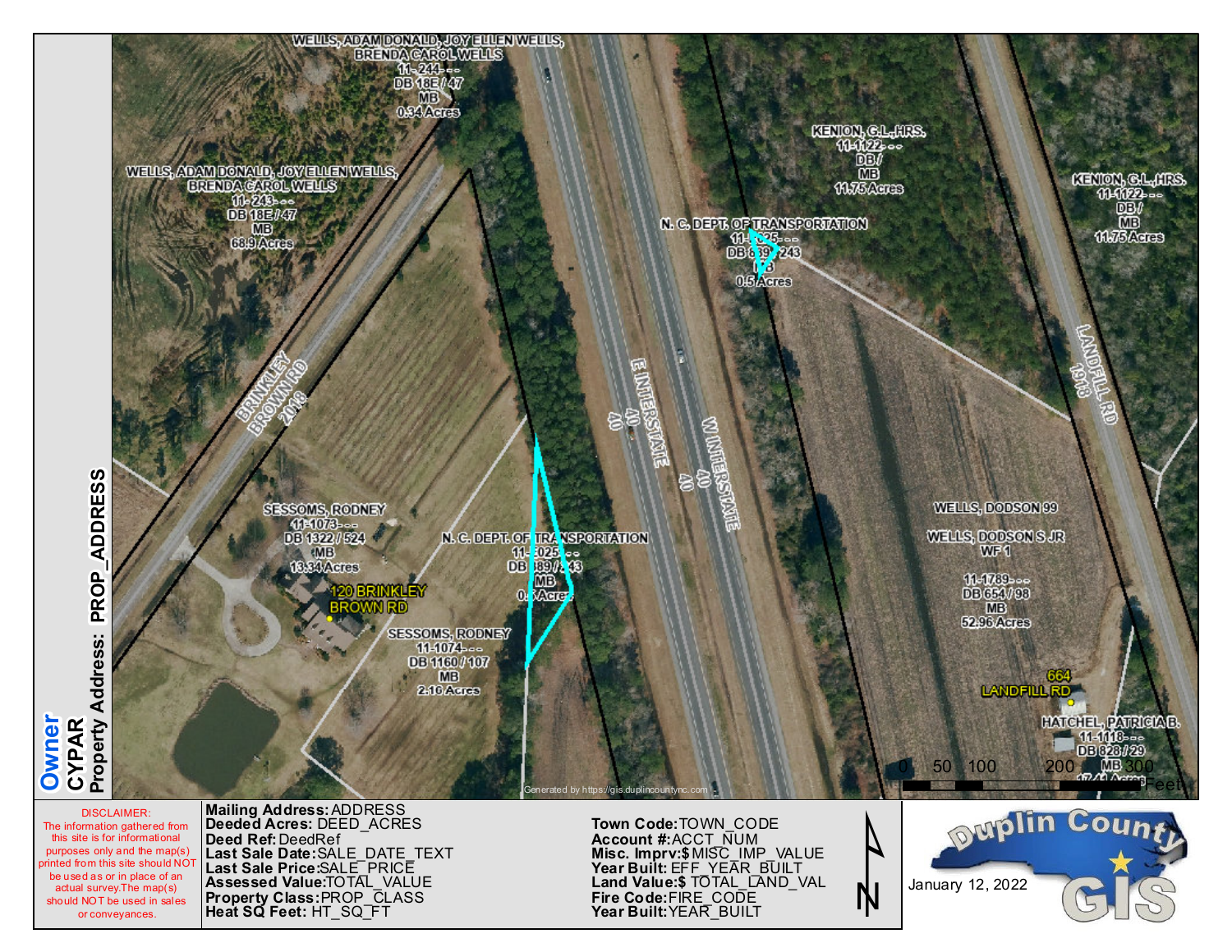**Owner**
**CYPAR**
**Property Address: PROP_ADDRESS**

WELLS, ADAM DONALD, JOY ELLEN WELLS, BRENDA CAROL WELLS
11-244---
DB 18E / 47
MB
0.34 Acres

WELLS, ADAM DONALD, JOY ELLEN WELLS, BRENDA CAROL WELLS
11-243---
DB 18E / 47
MB
68.9 Acres

KENION, G.L.,HRS.
11-1122---
DB /
MB
11.75 Acres

KENION, G.L.,HRS.
11-1122---
DB /
MB
11.75 Acres

N. C. DEPT. OF TRANSPORTATION
11-1025---
DB 889 / 243
MB
0.5 Acres

BRINKLEY BROWN RD 2018

E INTERSTATE 40

W INTERSTATE 40

LANDFILL RD 1918

SESSOMS, RODNEY
11-1073---
DB 1322 / 524
MB
13.34 Acres

120 BRINKLEY BROWN RD

N. C. DEPT. OF TRANSPORTATION
11-1025---
DB 889 / 243
MB
0.5 Acres

SESSOMS, RODNEY
11-1074---
DB 1160 / 107
MB
2.16 Acres

WELLS, DODSON 99
WELLS, DODSON S JR
WF 1
11-1789---
DB 654 / 98
MB
52.96 Acres

664 LANDFILL RD

HATCHEL, PATRICIA B.
11-1118---
DB 828 / 29
MB
17.44 Acres

0 50 100 200 300 Feet

Generated by https://gis.duplincountync.com

DISCLAIMER:
The information gathered from this site is for informational purposes only and the map(s) printed from this site should NOT be used as or in place of an actual survey. The map(s) should NOT be used in sales or conveyances.

**Mailing Address:** ADDRESS
**Deeded Acres:** DEED_ACRES
**Deed Ref:** DeedRef
**Last Sale Date:** SALE_DATE_TEXT
**Last Sale Price:** SALE_PRICE
**Assessed Value:** TOTAL_VALUE
**Property Class:** PROP_CLASS
**Heat SQ Feet:** HT_SQ_FT

**Town Code:** TOWN_CODE
**Account #:** ACCT_NUM
**Misc. Imprv:$** MISC_IMP_VALUE
**Year Built:** EFF_YEAR_BUILT
**Land Value:$** TOTAL_LAND_VAL
**Fire Code:** FIRE_CODE
**Year Built:** YEAR_BUILT

N

Duplin County GIS

January 12, 2022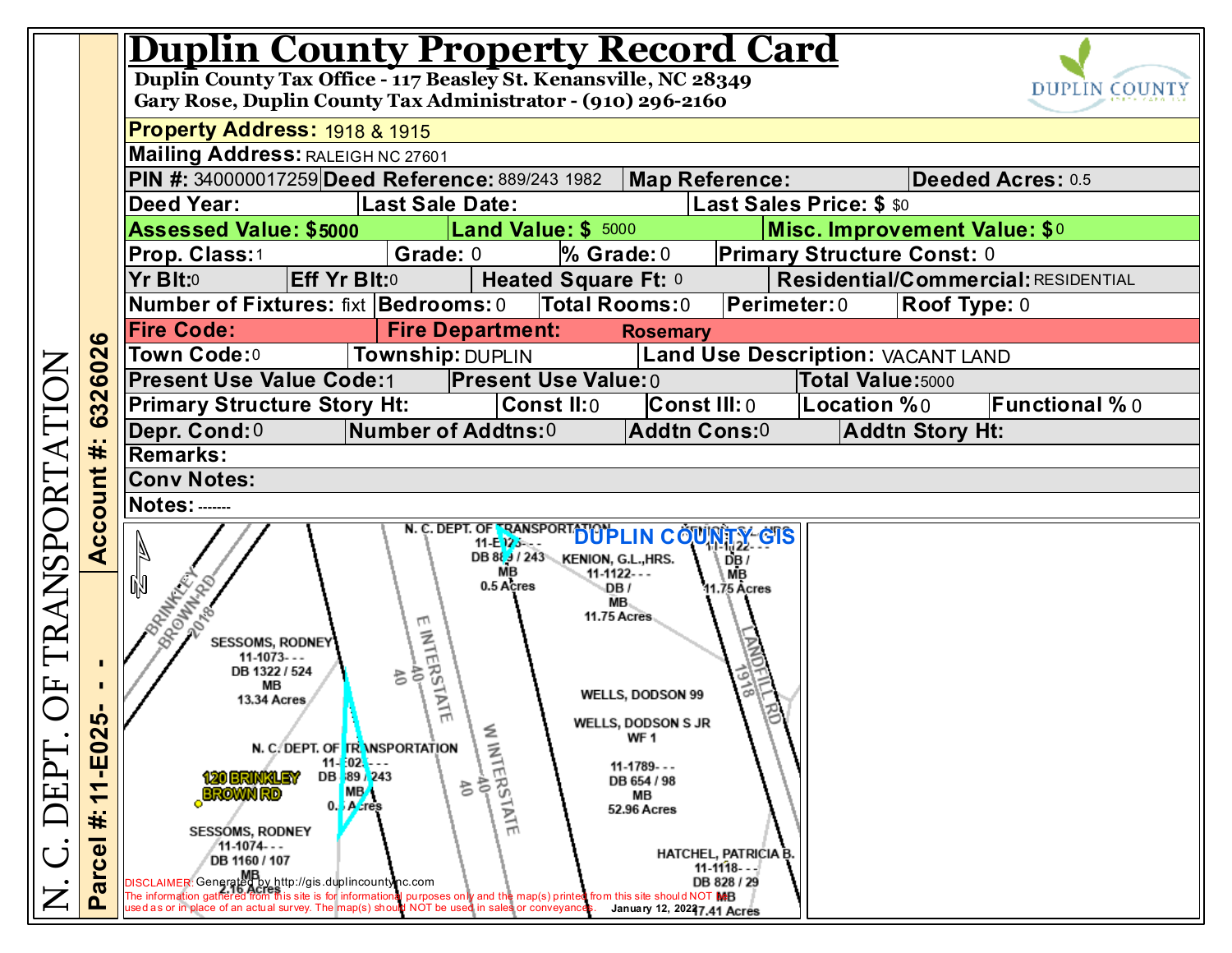# Duplin County Property Record Card

**Duplin County Tax Office - 117 Beasley St. Kenansville, NC 28349**
**Gary Rose, Duplin County Tax Administrator - (910) 296-2160**

DUPLIN COUNTY

N. C. DEPT. OF TRANSPORTATION

Account #: 6326026

Parcel #: 11-E025- - -

| | | | |
|---|---|---|---|
| **Property Address:** 1918 & 1915 | | | |
| **Mailing Address:** RALEIGH NC 27601 | | | |
| **PIN #:** 340000017259 | **Deed Reference:** 889/243 1982 | **Map Reference:** | **Deeded Acres:** 0.5 |
| **Deed Year:** | **Last Sale Date:** | **Last Sales Price: $** $0 | |
| **Assessed Value: $**5000 | **Land Value: $** 5000 | **Misc. Improvement Value: $**0 | |
| **Prop. Class:**1 | **Grade:** 0 | **% Grade:** 0 | **Primary Structure Const:** 0 |
| **Yr Blt:**0 | **Eff Yr Blt:**0 | **Heated Square Ft:** 0 | **Residential/Commercial:** RESIDENTIAL |
| **Number of Fixtures:** fixt | **Bedrooms:** 0 | **Total Rooms:** 0 | **Perimeter:** 0 / **Roof Type:** 0 |
| **Fire Code:** | **Fire Department:** Rosemary | | |
| **Town Code:**0 | **Township:** DUPLIN | **Land Use Description:** VACANT LAND | |
| **Present Use Value Code:**1 | **Present Use Value:** 0 | **Total Value:**5000 | |
| **Primary Structure Story Ht:** | **Const II:** 0 | **Const III:** 0 | **Location %** 0 / **Functional %** 0 |
| **Depr. Cond:** 0 | **Number of Addtns:** 0 | **Addtn Cons:** 0 | **Addtn Story Ht:** |
| **Remarks:** | | | |
| **Conv Notes:** | | | |
| **Notes:** ------- | | | |

DUPLIN COUNTY GIS

N. C. DEPT. OF TRANSPORTATION 11-E025- - - DB 889 / 243 MB 0.5 Acres

KENION, G.L.,HRS. 11-1122- - - DB / MB 11.75 Acres

SESSOMS, RODNEY 11-1073- - - DB 1322 / 524 MB 13.34 Acres

WELLS, DODSON 99

WELLS, DODSON S JR WF 1 11-1789- - - DB 654 / 98 MB 52.96 Acres

120 BRINKLEY BROWN RD

SESSOMS, RODNEY 11-1074- - - DB 1160 / 107 MB 2.16 Acres

HATCHEL, PATRICIA B. 11-1118- - - DB 828 / 29 MB 17.41 Acres

BRINKLEY BROWN RD 2018 — E INTERSTATE 40 — W INTERSTATE 40 — LANDFILL RD 1918

DISCLAIMER: Generated by http://gis.duplincountync.com
The information gathered from this site is for informational purposes only and the map(s) printed from this site should NOT be used as or in place of an actual survey. The map(s) should NOT be used in sales or conveyances.

January 12, 2023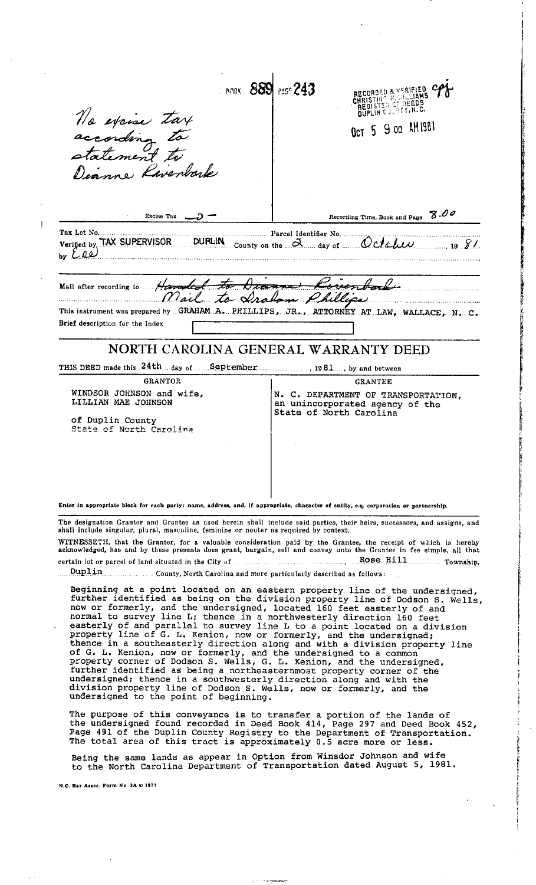BOOK 889 PAGE 243

*No excise tax according to statement to Dianne Rivenbark*

RECORDED & VERIFIED CPJ
CHRISTINE WILLIAMS
REGISTER OF DEEDS
DUPLIN COUNTY, N.C.

OCT 5 9 00 AM 1981

Excise Tax —0—

Recording Time, Book and Page 8.00

Tax Lot No. ............ Parcel Identifier No. ............

Verified by TAX SUPERVISOR DUPLIN County on the 2 day of October, 1981

by *Cee*

Mail after recording to ~~*Handed to Dianne Rivenbark*~~ *Mail to Graham Phillips*

This instrument was prepared by GRAHAM A. PHILLIPS, JR., ATTORNEY AT LAW, WALLACE, N. C.

Brief description for the Index

# NORTH CAROLINA GENERAL WARRANTY DEED

THIS DEED made this 24th day of September, 1981, by and between

| GRANTOR | GRANTEE |
| --- | --- |
| WINDSOR JOHNSON and wife, LILLIAN MAE JOHNSON<br><br>of Duplin County<br>State of North Carolina | N. C. DEPARTMENT OF TRANSPORTATION, an unincorporated agency of the State of North Carolina |

Enter in appropriate block for each party: name, address, and, if appropriate, character of entity, e.g. corporation or partnership.

The designation Grantor and Grantee as used herein shall include said parties, their heirs, successors, and assigns, and shall include singular, plural, masculine, feminine or neuter as required by context.

WITNESSETH, that the Grantor, for a valuable consideration paid by the Grantee, the receipt of which is hereby acknowledged, has and by these presents does grant, bargain, sell and convey unto the Grantee in fee simple, all that certain lot or parcel of land situated in the City of ............, Rose Hill Township, Duplin County, North Carolina and more particularly described as follows:

Beginning at a point located on an eastern property line of the undersigned, further identified as being on the division property line of Dodson S. Wells, now or formerly, and the undersigned, located 160 feet easterly of and normal to survey line L; thence in a northwesterly direction 160 feet easterly of and parallel to survey line L to a point located on a division property line of G. L. Kenion, now or formerly, and the undersigned; thence in a southeasterly direction along and with a division property line of G. L. Kenion, now or formerly, and the undersigned to a common property corner of Dodson S. Wells, G. L. Kenion, and the undersigned, further identified as being a northeasternmost property corner of the undersigned; thence in a southwesterly direction along and with the division property line of Dodson S. Wells, now or formerly, and the undersigned to the point of beginning.

The purpose of this conveyance is to transfer a portion of the lands of the undersigned found recorded in Deed Book 414, Page 297 and Deed Book 452, Page 491 of the Duplin County Registry to the Department of Transportation. The total area of this tract is approximately 0.5 acre more or less.

Being the same lands as appear in Option from Winsdor Johnson and wife to the North Carolina Department of Transportation dated August 5, 1981.

N.C. Bar Assoc. Form No. 3A © 1977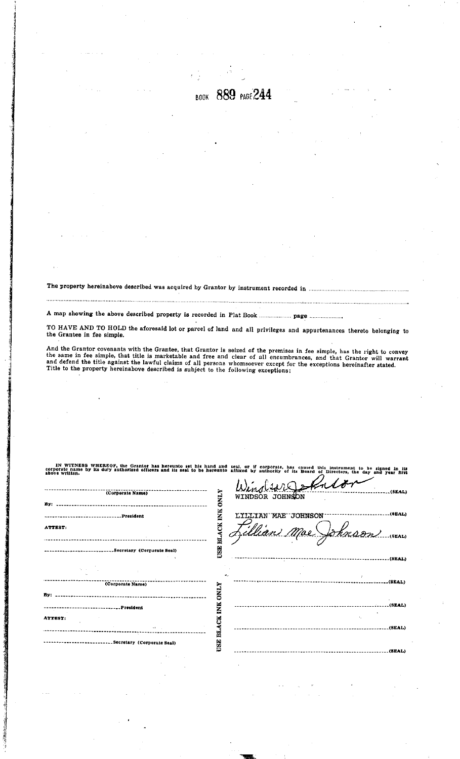BOOK 889 PAGE 244

The property hereinabove described was acquired by Grantor by instrument recorded in ..............................................................

..................................................................................................................................................................................

A map showing the above described property is recorded in Plat Book .................. page ....................

TO HAVE AND TO HOLD the aforesaid lot or parcel of land and all privileges and appurtenances thereto belonging to the Grantee in fee simple.

And the Grantor covenants with the Grantee, that Grantor is seized of the premises in fee simple, has the right to convey the same in fee simple, that title is marketable and free and clear of all encumbrances, and that Grantor will warrant and defend the title against the lawful claims of all persons whomsoever except for the exceptions hereinafter stated. Title to the property hereinabove described is subject to the following exceptions:

IN WITNESS WHEREOF, the Grantor has hereunto set his hand and seal, or if corporate, has caused this instrument to be signed in its corporate name by its duly authorized officers and its seal to be hereunto affixed by authority of its Board of Directors, the day and year first above written.

| | USE BLACK INK ONLY | |
|---|---|---|
| ........................................ (Corporate Name) | | *Windsor Johnson* ........................(SEAL) WINDSOR JOHNSON |
| By: ........................................ | | |
| ........................................President | | LILLIAN MAE JOHNSON ........................(SEAL) |
| ATTEST: | | *Lillian Mae Johnson* ........................(SEAL) |
| ........................................ | | |
| ........................................Secretary (Corporate Seal) | | ........................................(SEAL) |

| | USE BLACK INK ONLY | |
|---|---|---|
| ........................................ (Corporate Name) | | ........................................(SEAL) |
| By: ........................................ | | |
| ........................................President | | ........................................(SEAL) |
| ATTEST: | | |
| ........................................ | | ........................................(SEAL) |
| ........................................Secretary (Corporate Seal) | | ........................................(SEAL) |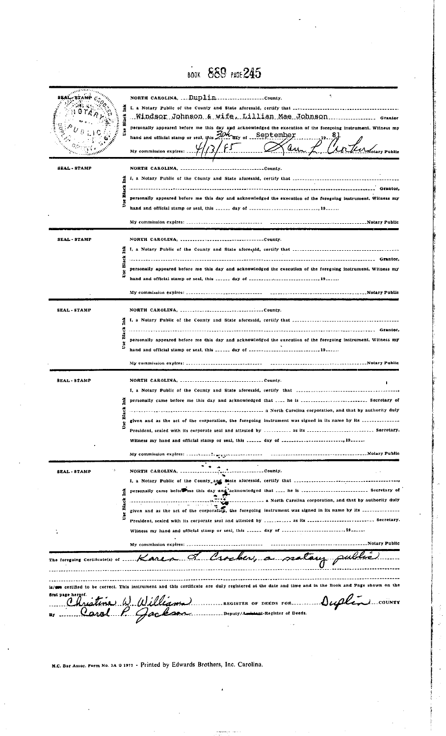BOOK 889 PAGE 245

SEAL-STAMP NOTARY PUBLIC

NORTH CAROLINA, Duplin County.

Use Black Ink

I, a Notary Public of the County and State aforesaid, certify that Windsor Johnson & wife, Lillian Mae Johnson Grantor personally appeared before me this day and acknowledged the execution of the foregoing instrument. Witness my hand and official stamp or seal, this 30th day of September 19 81

My commission expires: 4/13/85 Karen L. Crocker Notary Public

---

SEAL-STAMP

NORTH CAROLINA, ............ County.

Use Black Ink

I, a Notary Public of the County and State aforesaid, certify that ............ Grantor, personally appeared before me this day and acknowledged the execution of the foregoing instrument. Witness my hand and official stamp or seal, this ...... day of ............, 19......

My commission expires: ............ ............ Notary Public

---

SEAL-STAMP

NORTH CAROLINA, ............ County.

Use Black Ink

I, a Notary Public of the County and State aforesaid, certify that ............ Grantor, personally appeared before me this day and acknowledged the execution of the foregoing instrument. Witness my hand and official stamp or seal, this ...... day of ............, 19......

My commission expires: ............ ............ Notary Public

---

SEAL-STAMP

NORTH CAROLINA, ............ County.

Use Black Ink

I, a Notary Public of the County and State aforesaid, certify that ............ Grantor, personally appeared before me this day and acknowledged the execution of the foregoing instrument. Witness my hand and official stamp or seal, this ...... day of ............, 19......

My commission expires: ............ ............ Notary Public

---

SEAL-STAMP

NORTH CAROLINA, ............ County.

Use Black Ink

I, a Notary Public of the County and State aforesaid, certify that ............ personally came before me this day and acknowledged that .... he is ............ Secretary of ............ a North Carolina corporation, and that by authority duly given and as the act of the corporation, the foregoing instrument was signed in its name by its ............ President, sealed with its corporate seal and attested by ............ as its ............ Secretary.

Witness my hand and official stamp or seal, this ...... day of ............, 19......

My commission expires: ............ ............ Notary Public

---

SEAL-STAMP

NORTH CAROLINA, ............ County.

Use Black Ink

I, a Notary Public of the County and State aforesaid, certify that ............ personally came before me this day and acknowledged that .... he is ............ Secretary of ............ a North Carolina corporation, and that by authority duly given and as the act of the corporation, the foregoing instrument was signed in its name by its ............ President, sealed with its corporate seal and attested by ............ as its ............ Secretary.

Witness my hand and official stamp or seal, this ...... day of ............, 19......

My commission expires: ............ ............ Notary Public

---

The foregoing Certificate(s) of Karen L. Crocker, a notary public

is/~~are~~ certified to be correct. This instrument and this certificate are duly registered at the date and time and in the Book and Page shown on the first page hereof.

Christine W. Williams REGISTER OF DEEDS FOR Duplin COUNTY

By Carol P. Jackson Deputy/~~Assistant~~-Register of Deeds.

N.C. Bar Assoc. Form No. 3A © 1977 - Printed by Edwards Brothers, Inc. Carolina.